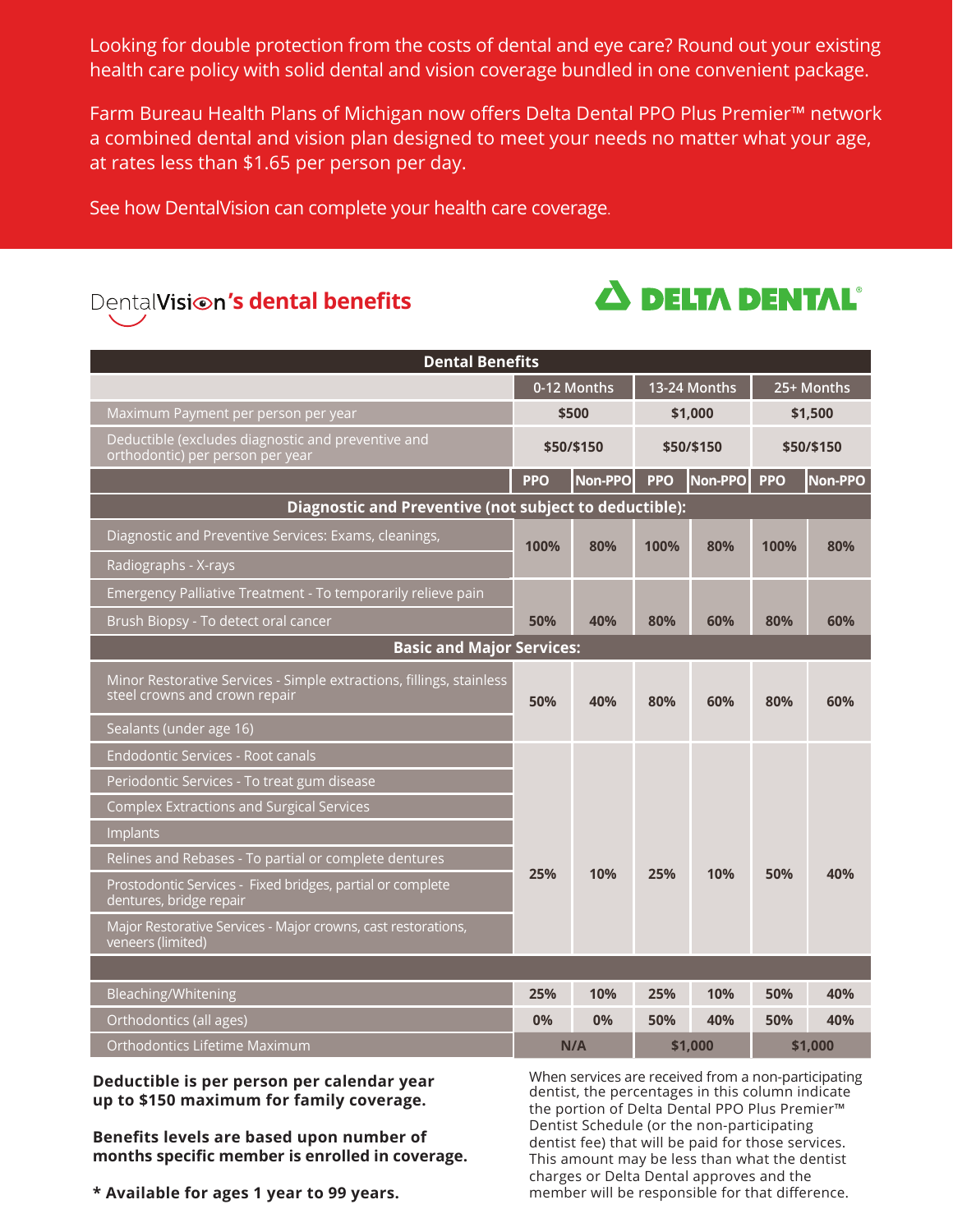Looking for double protection from the costs of dental and eye care? Round out your existing health care policy with solid dental and vision coverage bundled in one convenient package.

Farm Bureau Health Plans of Michigan now offers Delta Dental PPO Plus Premier™ network a combined dental and vision plan designed to meet your needs no matter what your age, at rates less than $1.65 per person per day.

See how DentalVision can complete your health care coverage.

## DentalVision's dental benefits

DELTA DENTAL®

| Dental Benefits | | | | | | |
|---|---|---|---|---|---|---|
| | 0-12 Months | | 13-24 Months | | 25+ Months | |
| Maximum Payment per person per year | $500 | | $1,000 | | $1,500 | |
| Deductible (excludes diagnostic and preventive and orthodontic) per person per year | $50/$150 | | $50/$150 | | $50/$150 | |
| | PPO | Non-PPO | PPO | Non-PPO | PPO | Non-PPO |
| **Diagnostic and Preventive (not subject to deductible):** | | | | | | |
| Diagnostic and Preventive Services: Exams, cleanings, | 100% | 80% | 100% | 80% | 100% | 80% |
| Radiographs - X-rays | | | | | | |
| Emergency Palliative Treatment - To temporarily relieve pain | 50% | 40% | 80% | 60% | 80% | 60% |
| Brush Biopsy - To detect oral cancer | | | | | | |
| **Basic and Major Services:** | | | | | | |
| Minor Restorative Services - Simple extractions, fillings, stainless steel crowns and crown repair | 50% | 40% | 80% | 60% | 80% | 60% |
| Sealants (under age 16) | | | | | | |
| Endodontic Services - Root canals | 25% | 10% | 25% | 10% | 50% | 40% |
| Periodontic Services - To treat gum disease | | | | | | |
| Complex Extractions and Surgical Services | | | | | | |
| Implants | | | | | | |
| Relines and Rebases - To partial or complete dentures | | | | | | |
| Prostodontic Services - Fixed bridges, partial or complete dentures, bridge repair | | | | | | |
| Major Restorative Services - Major crowns, cast restorations, veneers (limited) | | | | | | |
| Bleaching/Whitening | 25% | 10% | 25% | 10% | 50% | 40% |
| Orthodontics (all ages) | 0% | 0% | 50% | 40% | 50% | 40% |
| Orthodontics Lifetime Maximum | N/A | | $1,000 | | $1,000 | |

**Deductible is per person per calendar year up to $150 maximum for family coverage.**

**Benefits levels are based upon number of months specific member is enrolled in coverage.**

**\* Available for ages 1 year to 99 years.**

When services are received from a non-participating dentist, the percentages in this column indicate the portion of Delta Dental PPO Plus Premier™ Dentist Schedule (or the non-participating dentist fee) that will be paid for those services. This amount may be less than what the dentist charges or Delta Dental approves and the member will be responsible for that difference.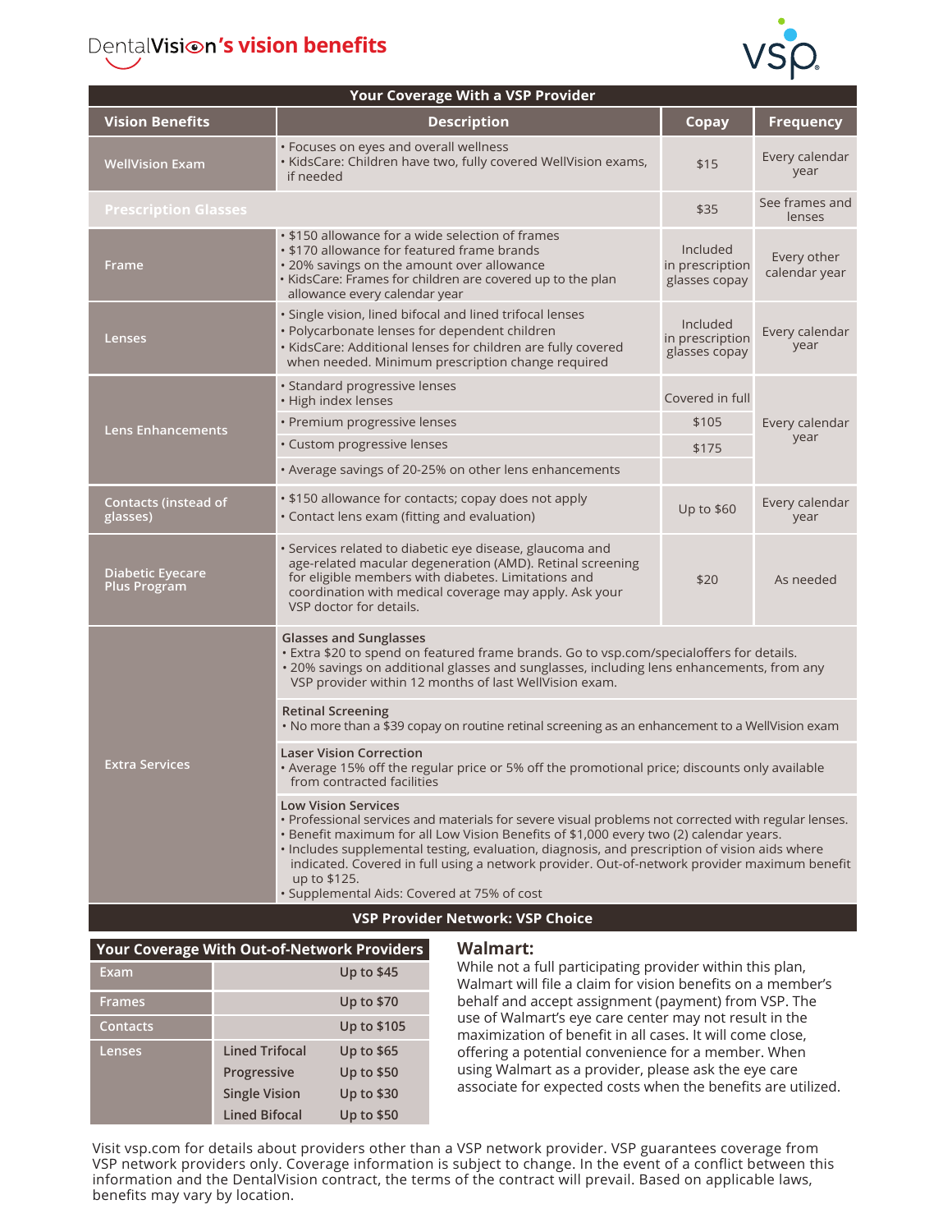# DentalVision's vision benefits

VSP

| Your Coverage With a VSP Provider | | | |
|---|---|---|---|
| **Vision Benefits** | **Description** | **Copay** | **Frequency** |
| WellVision Exam | • Focuses on eyes and overall wellness<br>• KidsCare: Children have two, fully covered WellVision exams, if needed | $15 | Every calendar year |
| Prescription Glasses | | $35 | See frames and lenses |
| Frame | • $150 allowance for a wide selection of frames<br>• $170 allowance for featured frame brands<br>• 20% savings on the amount over allowance<br>• KidsCare: Frames for children are covered up to the plan allowance every calendar year | Included in prescription glasses copay | Every other calendar year |
| Lenses | • Single vision, lined bifocal and lined trifocal lenses<br>• Polycarbonate lenses for dependent children<br>• KidsCare: Additional lenses for children are fully covered when needed. Minimum prescription change required | Included in prescription glasses copay | Every calendar year |
| Lens Enhancements | • Standard progressive lenses<br>• High index lenses | Covered in full | Every calendar year |
| | • Premium progressive lenses | $105 | |
| | • Custom progressive lenses | $175 | |
| | • Average savings of 20-25% on other lens enhancements | | |
| Contacts (instead of glasses) | • $150 allowance for contacts; copay does not apply<br>• Contact lens exam (fitting and evaluation) | Up to $60 | Every calendar year |
| Diabetic Eyecare Plus Program | • Services related to diabetic eye disease, glaucoma and age-related macular degeneration (AMD). Retinal screening for eligible members with diabetes. Limitations and coordination with medical coverage may apply. Ask your VSP doctor for details. | $20 | As needed |
| Extra Services | **Glasses and Sunglasses**<br>• Extra $20 to spend on featured frame brands. Go to vsp.com/specialoffers for details.<br>• 20% savings on additional glasses and sunglasses, including lens enhancements, from any VSP provider within 12 months of last WellVision exam. | | |
| | **Retinal Screening**<br>• No more than a $39 copay on routine retinal screening as an enhancement to a WellVision exam | | |
| | **Laser Vision Correction**<br>• Average 15% off the regular price or 5% off the promotional price; discounts only available from contracted facilities | | |
| | **Low Vision Services**<br>• Professional services and materials for severe visual problems not corrected with regular lenses.<br>• Benefit maximum for all Low Vision Benefits of $1,000 every two (2) calendar years.<br>• Includes supplemental testing, evaluation, diagnosis, and prescription of vision aids where indicated. Covered in full using a network provider. Out-of-network provider maximum benefit up to $125.<br>• Supplemental Aids: Covered at 75% of cost | | |

**VSP Provider Network: VSP Choice**

| Your Coverage With Out-of-Network Providers | | |
|---|---|---|
| Exam | | Up to $45 |
| Frames | | Up to $70 |
| Contacts | | Up to $105 |
| Lenses | Lined Trifocal | Up to $65 |
| | Progressive | Up to $50 |
| | Single Vision | Up to $30 |
| | Lined Bifocal | Up to $50 |

## Walmart:

While not a full participating provider within this plan, Walmart will file a claim for vision benefits on a member's behalf and accept assignment (payment) from VSP. The use of Walmart's eye care center may not result in the maximization of benefit in all cases. It will come close, offering a potential convenience for a member. When using Walmart as a provider, please ask the eye care associate for expected costs when the benefits are utilized.

Visit vsp.com for details about providers other than a VSP network provider. VSP guarantees coverage from VSP network providers only. Coverage information is subject to change. In the event of a conflict between this information and the DentalVision contract, the terms of the contract will prevail. Based on applicable laws, benefits may vary by location.